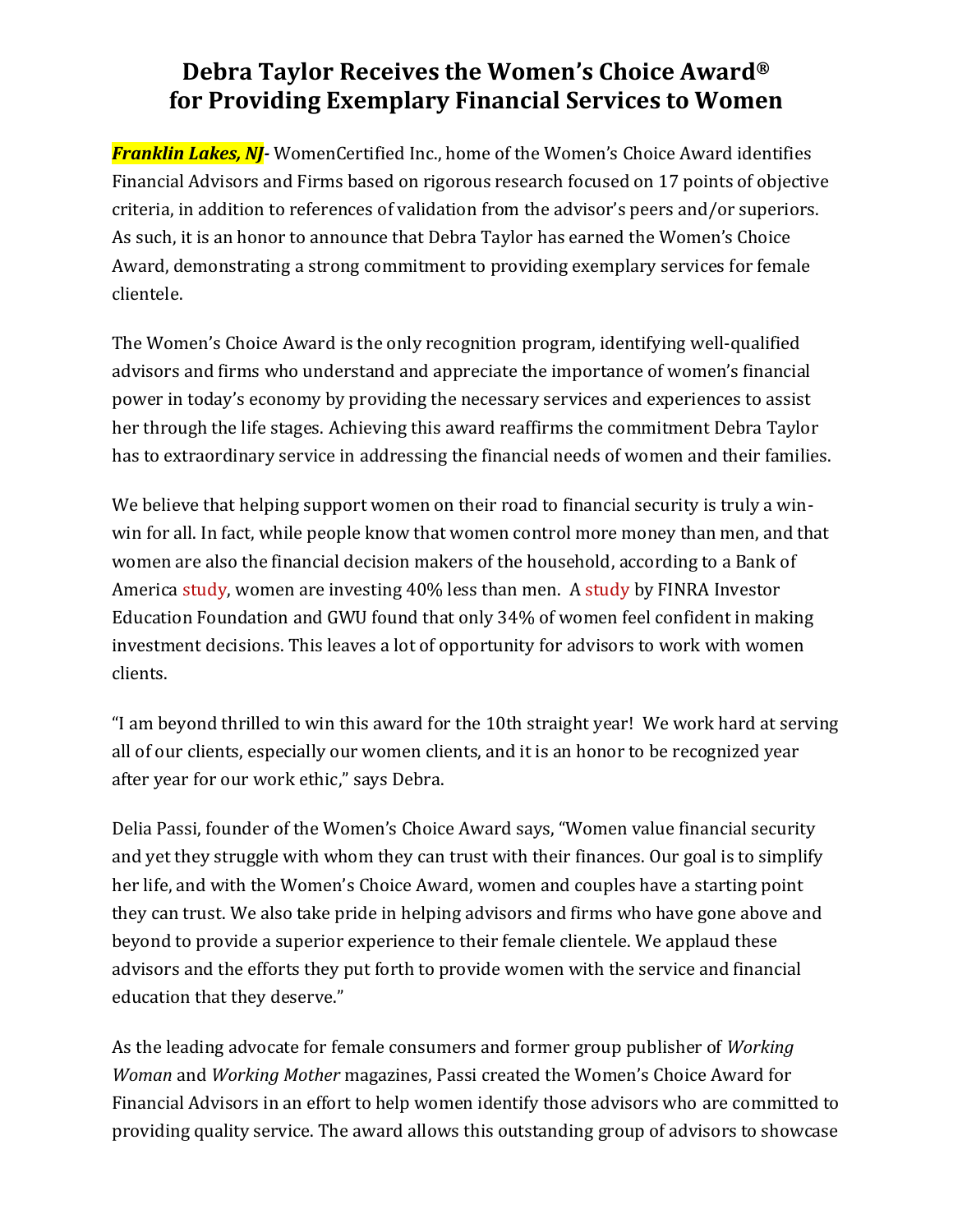# Debra Taylor Receives the Women's Choice Award® for Providing Exemplary Financial Services to Women

***Franklin Lakes, NJ*-** WomenCertified Inc., home of the Women's Choice Award identifies Financial Advisors and Firms based on rigorous research focused on 17 points of objective criteria, in addition to references of validation from the advisor's peers and/or superiors. As such, it is an honor to announce that Debra Taylor has earned the Women's Choice Award, demonstrating a strong commitment to providing exemplary services for female clientele.

The Women's Choice Award is the only recognition program, identifying well-qualified advisors and firms who understand and appreciate the importance of women's financial power in today's economy by providing the necessary services and experiences to assist her through the life stages. Achieving this award reaffirms the commitment Debra Taylor has to extraordinary service in addressing the financial needs of women and their families.

We believe that helping support women on their road to financial security is truly a win-win for all. In fact, while people know that women control more money than men, and that women are also the financial decision makers of the household, according to a Bank of America study, women are investing 40% less than men. A study by FINRA Investor Education Foundation and GWU found that only 34% of women feel confident in making investment decisions. This leaves a lot of opportunity for advisors to work with women clients.

"I am beyond thrilled to win this award for the 10th straight year! We work hard at serving all of our clients, especially our women clients, and it is an honor to be recognized year after year for our work ethic," says Debra.

Delia Passi, founder of the Women's Choice Award says, "Women value financial security and yet they struggle with whom they can trust with their finances. Our goal is to simplify her life, and with the Women's Choice Award, women and couples have a starting point they can trust. We also take pride in helping advisors and firms who have gone above and beyond to provide a superior experience to their female clientele. We applaud these advisors and the efforts they put forth to provide women with the service and financial education that they deserve."

As the leading advocate for female consumers and former group publisher of *Working Woman* and *Working Mother* magazines, Passi created the Women's Choice Award for Financial Advisors in an effort to help women identify those advisors who are committed to providing quality service. The award allows this outstanding group of advisors to showcase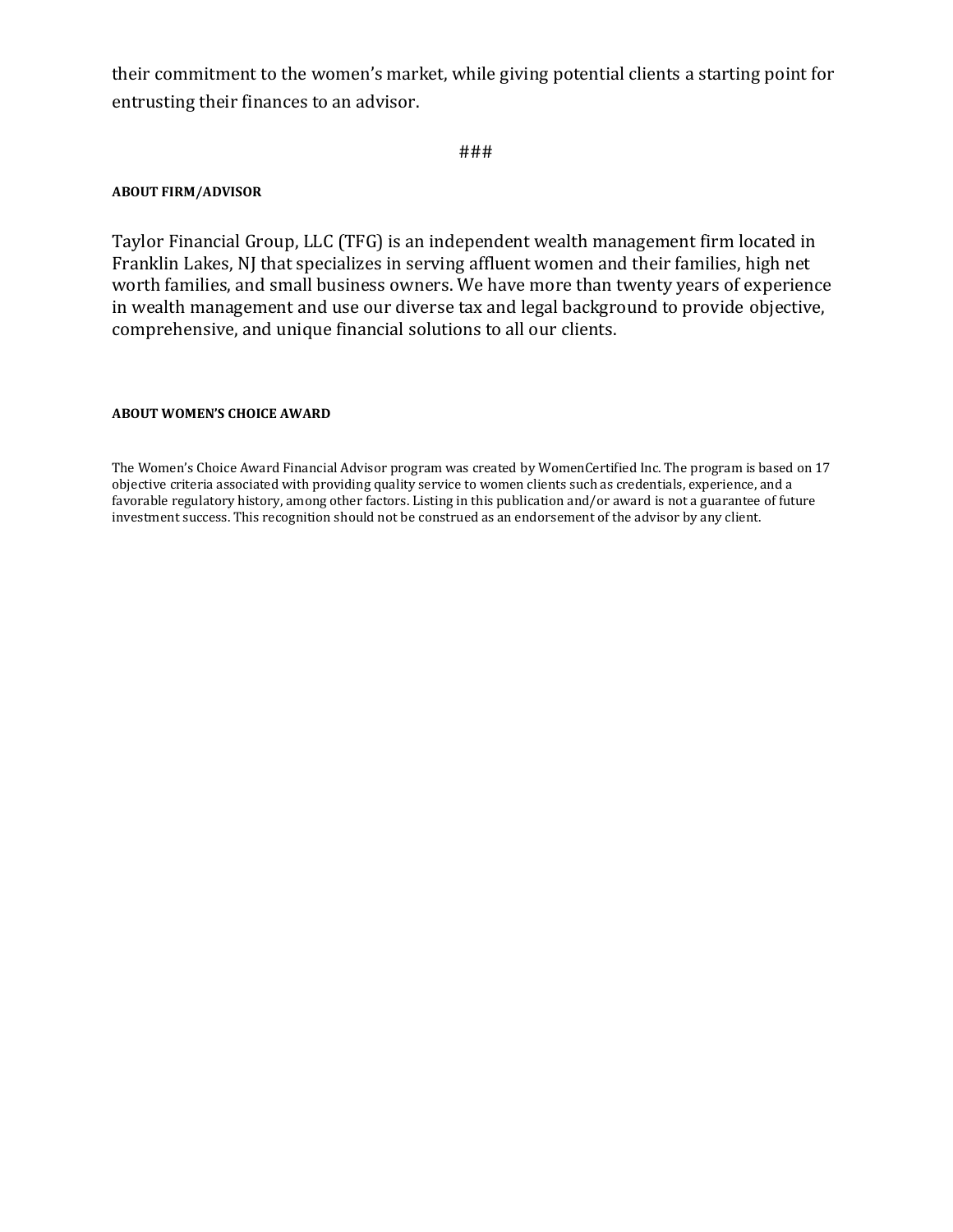their commitment to the women's market, while giving potential clients a starting point for entrusting their finances to an advisor.

###

**ABOUT FIRM/ADVISOR**

Taylor Financial Group, LLC (TFG) is an independent wealth management firm located in Franklin Lakes, NJ that specializes in serving affluent women and their families, high net worth families, and small business owners. We have more than twenty years of experience in wealth management and use our diverse tax and legal background to provide objective, comprehensive, and unique financial solutions to all our clients.

**ABOUT WOMEN'S CHOICE AWARD**

The Women's Choice Award Financial Advisor program was created by WomenCertified Inc. The program is based on 17 objective criteria associated with providing quality service to women clients such as credentials, experience, and a favorable regulatory history, among other factors. Listing in this publication and/or award is not a guarantee of future investment success. This recognition should not be construed as an endorsement of the advisor by any client.